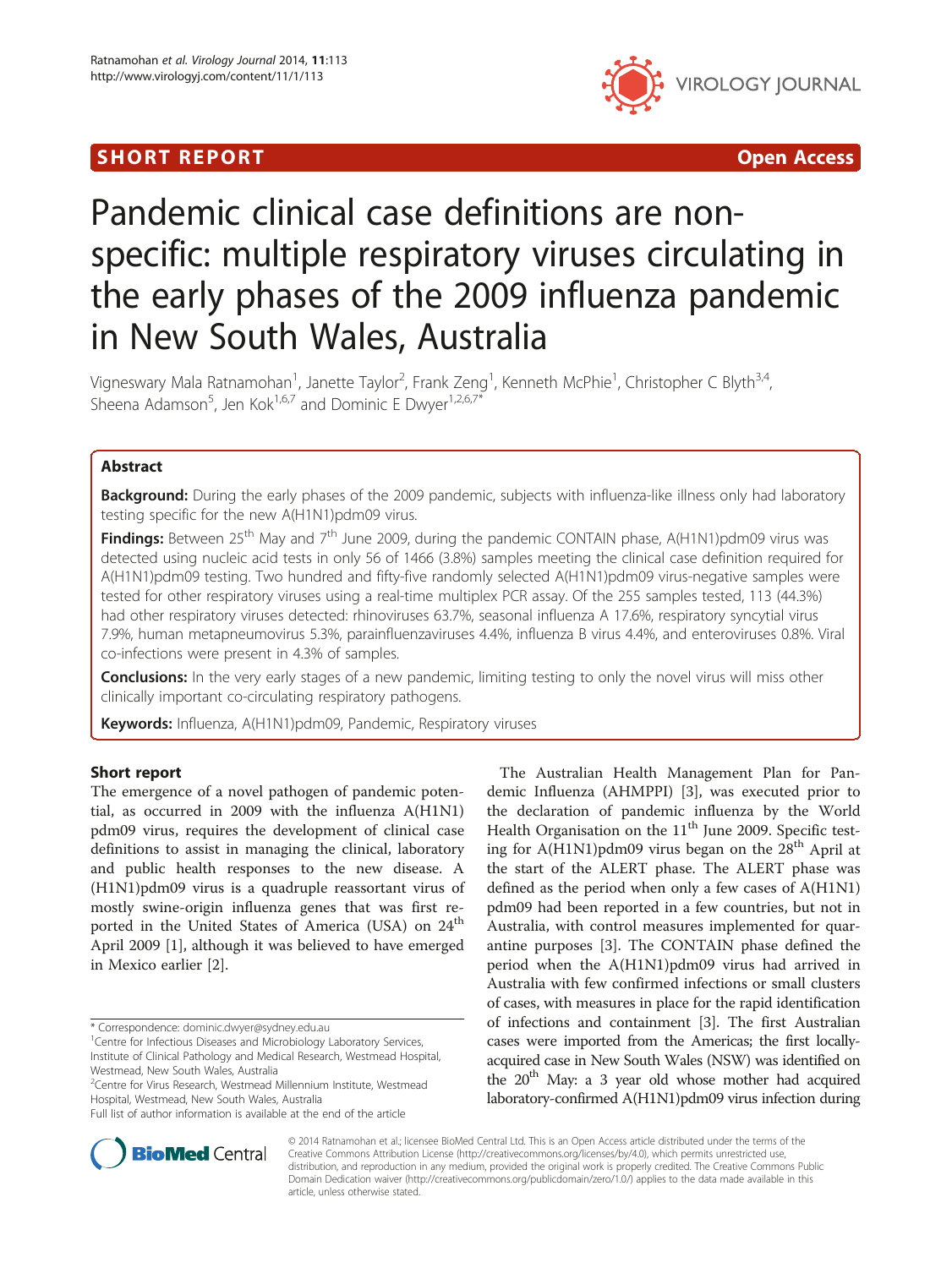SHORT REPORT **Open Access**

# Pandemic clinical case definitions are non-specific: multiple respiratory viruses circulating in the early phases of the 2009 influenza pandemic in New South Wales, Australia

Vigneswary Mala Ratnamohan[1], Janette Taylor[2], Frank Zeng[1], Kenneth McPhie[1], Christopher C Blyth[3,4], Sheena Adamson[5], Jen Kok[1,6,7] and Dominic E Dwyer[1,2,6,7*]

## Abstract

**Background:** During the early phases of the 2009 pandemic, subjects with influenza-like illness only had laboratory testing specific for the new A(H1N1)pdm09 virus.

**Findings:** Between 25[th] May and 7[th] June 2009, during the pandemic CONTAIN phase, A(H1N1)pdm09 virus was detected using nucleic acid tests in only 56 of 1466 (3.8%) samples meeting the clinical case definition required for A(H1N1)pdm09 testing. Two hundred and fifty-five randomly selected A(H1N1)pdm09 virus-negative samples were tested for other respiratory viruses using a real-time multiplex PCR assay. Of the 255 samples tested, 113 (44.3%) had other respiratory viruses detected: rhinoviruses 63.7%, seasonal influenza A 17.6%, respiratory syncytial virus 7.9%, human metapneumovirus 5.3%, parainfluenzaviruses 4.4%, influenza B virus 4.4%, and enteroviruses 0.8%. Viral co-infections were present in 4.3% of samples.

**Conclusions:** In the very early stages of a new pandemic, limiting testing to only the novel virus will miss other clinically important co-circulating respiratory pathogens.

**Keywords:** Influenza, A(H1N1)pdm09, Pandemic, Respiratory viruses

## Short report

The emergence of a novel pathogen of pandemic potential, as occurred in 2009 with the influenza A(H1N1) pdm09 virus, requires the development of clinical case definitions to assist in managing the clinical, laboratory and public health responses to the new disease. A (H1N1)pdm09 virus is a quadruple reassortant virus of mostly swine-origin influenza genes that was first reported in the United States of America (USA) on 24[th] April 2009 [1], although it was believed to have emerged in Mexico earlier [2].

The Australian Health Management Plan for Pandemic Influenza (AHMPPI) [3], was executed prior to the declaration of pandemic influenza by the World Health Organisation on the 11[th] June 2009. Specific testing for A(H1N1)pdm09 virus began on the 28[th] April at the start of the ALERT phase. The ALERT phase was defined as the period when only a few cases of A(H1N1) pdm09 had been reported in a few countries, but not in Australia, with control measures implemented for quarantine purposes [3]. The CONTAIN phase defined the period when the A(H1N1)pdm09 virus had arrived in Australia with few confirmed infections or small clusters of cases, with measures in place for the rapid identification of infections and containment [3]. The first Australian cases were imported from the Americas; the first locally-acquired case in New South Wales (NSW) was identified on the 20[th] May: a 3 year old whose mother had acquired laboratory-confirmed A(H1N1)pdm09 virus infection during

\* Correspondence: dominic.dwyer@sydney.edu.au
[1]Centre for Infectious Diseases and Microbiology Laboratory Services, Institute of Clinical Pathology and Medical Research, Westmead Hospital, Westmead, New South Wales, Australia
[2]Centre for Virus Research, Westmead Millennium Institute, Westmead Hospital, Westmead, New South Wales, Australia
Full list of author information is available at the end of the article

© 2014 Ratnamohan et al.; licensee BioMed Central Ltd. This is an Open Access article distributed under the terms of the Creative Commons Attribution License (http://creativecommons.org/licenses/by/4.0), which permits unrestricted use, distribution, and reproduction in any medium, provided the original work is properly credited. The Creative Commons Public Domain Dedication waiver (http://creativecommons.org/publicdomain/zero/1.0/) applies to the data made available in this article, unless otherwise stated.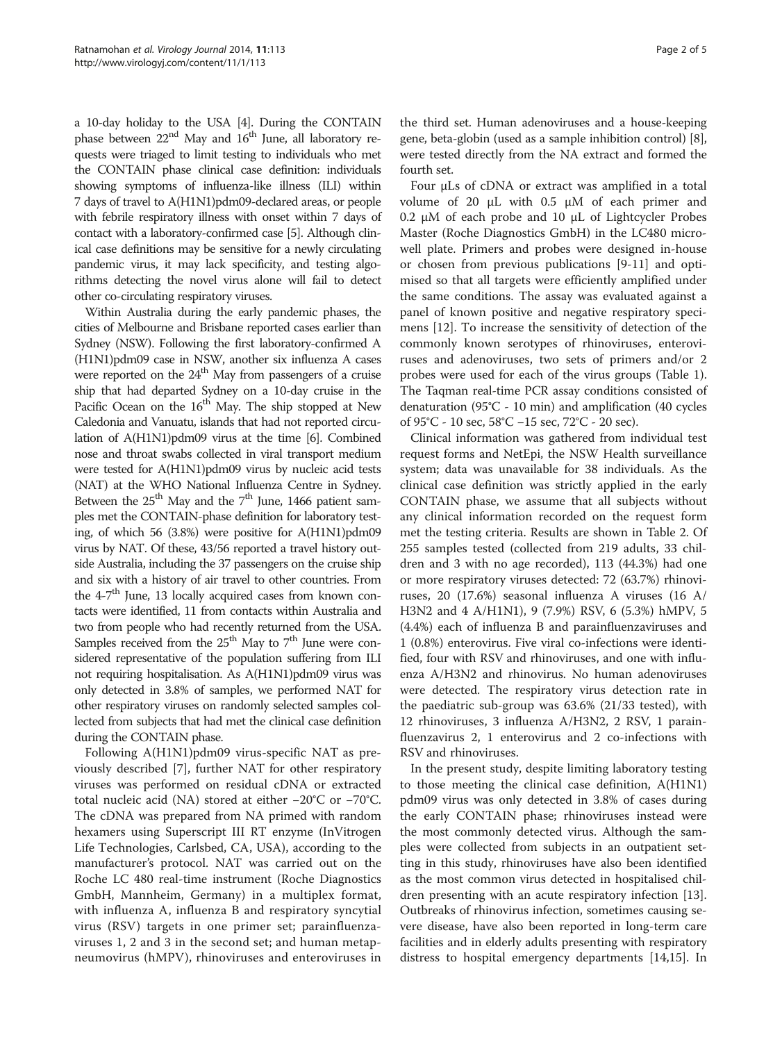a 10-day holiday to the USA [4]. During the CONTAIN phase between 22nd May and 16th June, all laboratory requests were triaged to limit testing to individuals who met the CONTAIN phase clinical case definition: individuals showing symptoms of influenza-like illness (ILI) within 7 days of travel to A(H1N1)pdm09-declared areas, or people with febrile respiratory illness with onset within 7 days of contact with a laboratory-confirmed case [5]. Although clinical case definitions may be sensitive for a newly circulating pandemic virus, it may lack specificity, and testing algorithms detecting the novel virus alone will fail to detect other co-circulating respiratory viruses.

Within Australia during the early pandemic phases, the cities of Melbourne and Brisbane reported cases earlier than Sydney (NSW). Following the first laboratory-confirmed A (H1N1)pdm09 case in NSW, another six influenza A cases were reported on the 24th May from passengers of a cruise ship that had departed Sydney on a 10-day cruise in the Pacific Ocean on the 16th May. The ship stopped at New Caledonia and Vanuatu, islands that had not reported circulation of A(H1N1)pdm09 virus at the time [6]. Combined nose and throat swabs collected in viral transport medium were tested for A(H1N1)pdm09 virus by nucleic acid tests (NAT) at the WHO National Influenza Centre in Sydney. Between the 25th May and the 7th June, 1466 patient samples met the CONTAIN-phase definition for laboratory testing, of which 56 (3.8%) were positive for A(H1N1)pdm09 virus by NAT. Of these, 43/56 reported a travel history outside Australia, including the 37 passengers on the cruise ship and six with a history of air travel to other countries. From the 4-7th June, 13 locally acquired cases from known contacts were identified, 11 from contacts within Australia and two from people who had recently returned from the USA. Samples received from the 25th May to 7th June were considered representative of the population suffering from ILI not requiring hospitalisation. As A(H1N1)pdm09 virus was only detected in 3.8% of samples, we performed NAT for other respiratory viruses on randomly selected samples collected from subjects that had met the clinical case definition during the CONTAIN phase.

Following A(H1N1)pdm09 virus-specific NAT as previously described [7], further NAT for other respiratory viruses was performed on residual cDNA or extracted total nucleic acid (NA) stored at either −20°C or −70°C. The cDNA was prepared from NA primed with random hexamers using Superscript III RT enzyme (InVitrogen Life Technologies, Carlsbed, CA, USA), according to the manufacturer's protocol. NAT was carried out on the Roche LC 480 real-time instrument (Roche Diagnostics GmbH, Mannheim, Germany) in a multiplex format, with influenza A, influenza B and respiratory syncytial virus (RSV) targets in one primer set; parainfluenzaviruses 1, 2 and 3 in the second set; and human metapneumovirus (hMPV), rhinoviruses and enteroviruses in the third set. Human adenoviruses and a house-keeping gene, beta-globin (used as a sample inhibition control) [8], were tested directly from the NA extract and formed the fourth set.

Four µLs of cDNA or extract was amplified in a total volume of 20 µL with 0.5 µM of each primer and 0.2 µM of each probe and 10 µL of Lightcycler Probes Master (Roche Diagnostics GmbH) in the LC480 microwell plate. Primers and probes were designed in-house or chosen from previous publications [9-11] and optimised so that all targets were efficiently amplified under the same conditions. The assay was evaluated against a panel of known positive and negative respiratory specimens [12]. To increase the sensitivity of detection of the commonly known serotypes of rhinoviruses, enteroviruses and adenoviruses, two sets of primers and/or 2 probes were used for each of the virus groups (Table 1). The Taqman real-time PCR assay conditions consisted of denaturation (95°C - 10 min) and amplification (40 cycles of 95°C - 10 sec, 58°C –15 sec, 72°C - 20 sec).

Clinical information was gathered from individual test request forms and NetEpi, the NSW Health surveillance system; data was unavailable for 38 individuals. As the clinical case definition was strictly applied in the early CONTAIN phase, we assume that all subjects without any clinical information recorded on the request form met the testing criteria. Results are shown in Table 2. Of 255 samples tested (collected from 219 adults, 33 children and 3 with no age recorded), 113 (44.3%) had one or more respiratory viruses detected: 72 (63.7%) rhinoviruses, 20 (17.6%) seasonal influenza A viruses (16 A/H3N2 and 4 A/H1N1), 9 (7.9%) RSV, 6 (5.3%) hMPV, 5 (4.4%) each of influenza B and parainfluenzaviruses and 1 (0.8%) enterovirus. Five viral co-infections were identified, four with RSV and rhinoviruses, and one with influenza A/H3N2 and rhinovirus. No human adenoviruses were detected. The respiratory virus detection rate in the paediatric sub-group was 63.6% (21/33 tested), with 12 rhinoviruses, 3 influenza A/H3N2, 2 RSV, 1 parainfluenzavirus 2, 1 enterovirus and 2 co-infections with RSV and rhinoviruses.

In the present study, despite limiting laboratory testing to those meeting the clinical case definition, A(H1N1) pdm09 virus was only detected in 3.8% of cases during the early CONTAIN phase; rhinoviruses instead were the most commonly detected virus. Although the samples were collected from subjects in an outpatient setting in this study, rhinoviruses have also been identified as the most common virus detected in hospitalised children presenting with an acute respiratory infection [13]. Outbreaks of rhinovirus infection, sometimes causing severe disease, have also been reported in long-term care facilities and in elderly adults presenting with respiratory distress to hospital emergency departments [14,15]. In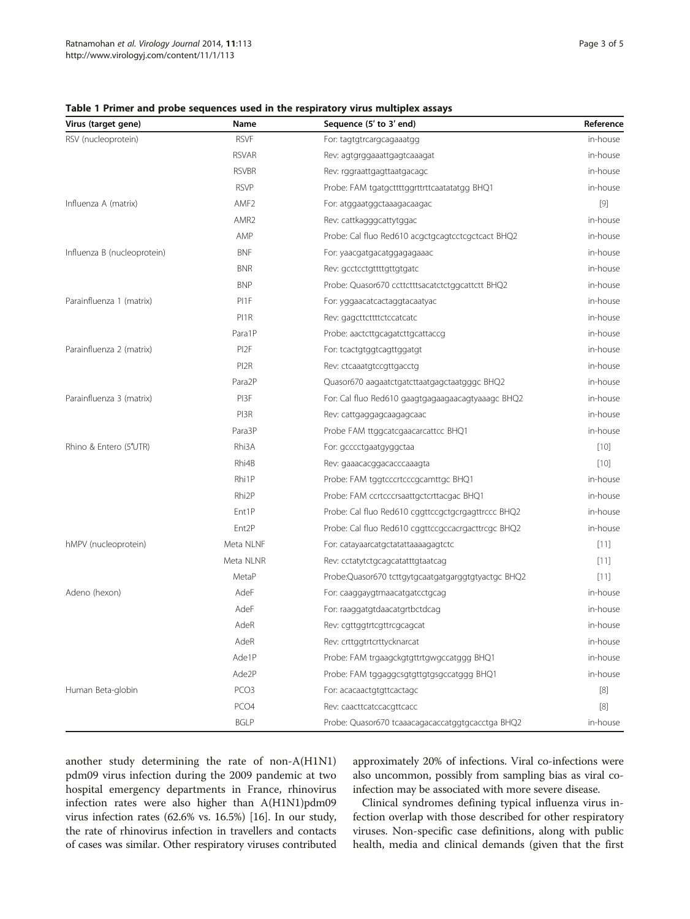**Table 1 Primer and probe sequences used in the respiratory virus multiplex assays**

| Virus (target gene) | Name | Sequence (5′ to 3′ end) | Reference |
|---|---|---|---|
| RSV (nucleoprotein) | RSVF | For: tagtgtrcargcagaaatgg | in-house |
| | RSVAR | Rev: agtgrggaaattgagtcaaagat | in-house |
| | RSVBR | Rev: rggraattgagttaatgacagc | in-house |
| | RSVP | Probe: FAM tgatgcttttggrttrttcaatatatgg BHQ1 | in-house |
| Influenza A (matrix) | AMF2 | For: atggaatggctaaagacaagac | [9] |
| | AMR2 | Rev: cattkagggcattytggac | in-house |
| | AMP | Probe: Cal fluo Red610 acgctgcagtcctcgctcact BHQ2 | in-house |
| Influenza B (nucleoprotein) | BNF | For: yaacgatgacatggagagaaac | in-house |
| | BNR | Rev: gcctcctgttttgttgtgatc | in-house |
| | BNP | Probe: Quasor670 ccttctttsacatctctggcattctt BHQ2 | in-house |
| Parainfluenza 1 (matrix) | PI1F | For: yggaacatcactaggtacaatyac | in-house |
| | PI1R | Rev: gagcttcttttctccatcatc | in-house |
| | Para1P | Probe: aactcttgcagatcttgcattaccg | in-house |
| Parainfluenza 2 (matrix) | PI2F | For: tcactgtggtcagttggatgt | in-house |
| | PI2R | Rev: ctcaaatgtccgttgacctg | in-house |
| | Para2P | Quasor670 aagaatctgatcttaatgagctaatgggc BHQ2 | in-house |
| Parainfluenza 3 (matrix) | PI3F | For: Cal fluo Red610 gaagtgagaagaacagtyaaagc BHQ2 | in-house |
| | PI3R | Rev: cattgaggagcaagagcaac | in-house |
| | Para3P | Probe FAM ttggcatcgaacarcattcc BHQ1 | in-house |
| Rhino & Entero (5′UTR) | Rhi3A | For: gcccctgaatgyggctaa | [10] |
| | Rhi4B | Rev: gaaacacggacacccaaagta | [10] |
| | Rhi1P | Probe: FAM tggtcccrtcccgcamttgc BHQ1 | in-house |
| | Rhi2P | Probe: FAM ccrtcccrsaattgctcrttacgac BHQ1 | in-house |
| | Ent1P | Probe: Cal fluo Red610 cggttccgctgcrgagttrccc BHQ2 | in-house |
| | Ent2P | Probe: Cal fluo Red610 cggttccgccacrgacttrcgc BHQ2 | in-house |
| hMPV (nucleoprotein) | Meta NLNF | For: catayaarcatgctatattaaaagagtctc | [11] |
| | Meta NLNR | Rev: cctatytctgcagcatatttgtaatcag | [11] |
| | MetaP | Probe:Quasor670 tcttgytgcaatgatgarggtgtyactgc BHQ2 | [11] |
| Adeno (hexon) | AdeF | For: caaggaygtmaacatgatcctgcag | in-house |
| | AdeF | For: raaggatgtdaacatgrtbctdcag | in-house |
| | AdeR | Rev: cgttggtrtcgttrcgcagcat | in-house |
| | AdeR | Rev: crttggtrtcrttycknarcat | in-house |
| | Ade1P | Probe: FAM trgaagckgtgttrtgwgccatggg BHQ1 | in-house |
| | Ade2P | Probe: FAM tggaggcsgtgttgtgsgccatggg BHQ1 | in-house |
| Human Beta-globin | PCO3 | For: acacaactgtgttcactagc | [8] |
| | PCO4 | Rev: caacttcatccacgttcacc | [8] |
| | BGLP | Probe: Quasor670 tcaaacagacaccatggtgcacctga BHQ2 | in-house |

another study determining the rate of non-A(H1N1) pdm09 virus infection during the 2009 pandemic at two hospital emergency departments in France, rhinovirus infection rates were also higher than A(H1N1)pdm09 virus infection rates (62.6% vs. 16.5%) [16]. In our study, the rate of rhinovirus infection in travellers and contacts of cases was similar. Other respiratory viruses contributed approximately 20% of infections. Viral co-infections were also uncommon, possibly from sampling bias as viral co-infection may be associated with more severe disease.

Clinical syndromes defining typical influenza virus infection overlap with those described for other respiratory viruses. Non-specific case definitions, along with public health, media and clinical demands (given that the first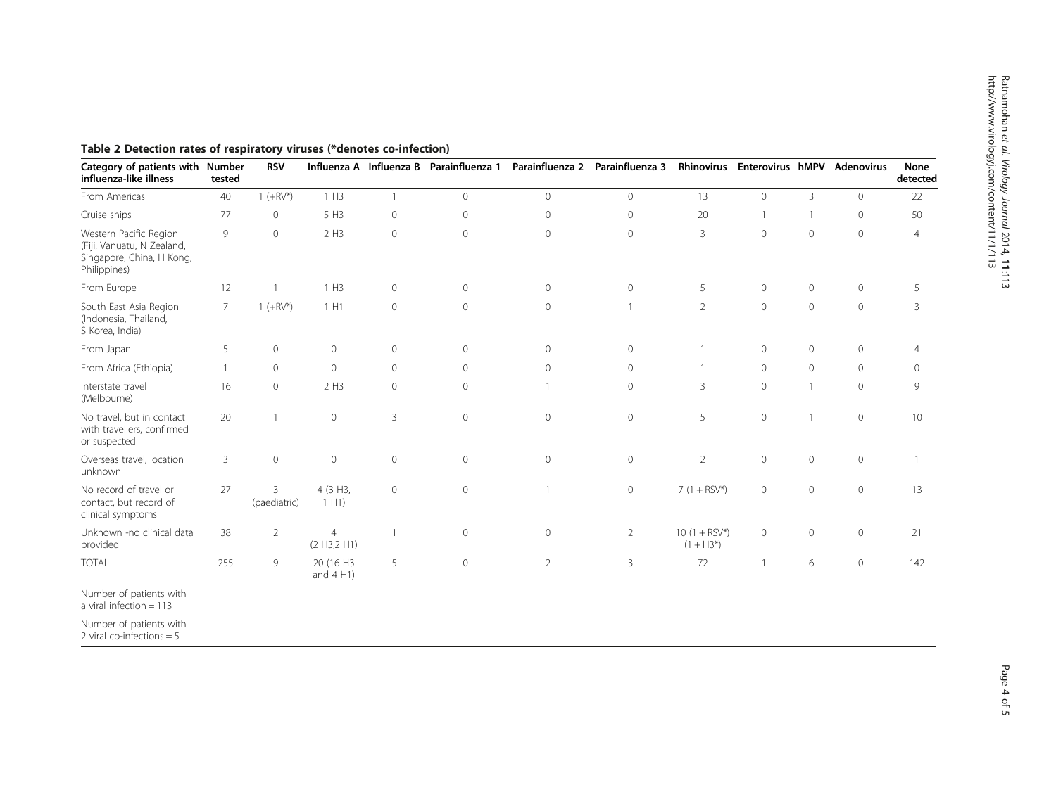**Table 2 Detection rates of respiratory viruses (*denotes co-infection)**

| Category of patients with influenza-like illness | Number tested | RSV | Influenza A | Influenza B | Parainfluenza 1 | Parainfluenza 2 | Parainfluenza 3 | Rhinovirus | Enterovirus | hMPV | Adenovirus | None detected |
|---|---|---|---|---|---|---|---|---|---|---|---|---|
| From Americas | 40 | 1 (+RV*) | 1 H3 | 1 | 0 | 0 | 0 | 13 | 0 | 3 | 0 | 22 |
| Cruise ships | 77 | 0 | 5 H3 | 0 | 0 | 0 | 0 | 20 | 1 | 1 | 0 | 50 |
| Western Pacific Region (Fiji, Vanuatu, N Zealand, Singapore, China, H Kong, Philippines) | 9 | 0 | 2 H3 | 0 | 0 | 0 | 0 | 3 | 0 | 0 | 0 | 4 |
| From Europe | 12 | 1 | 1 H3 | 0 | 0 | 0 | 0 | 5 | 0 | 0 | 0 | 5 |
| South East Asia Region (Indonesia, Thailand, S Korea, India) | 7 | 1 (+RV*) | 1 H1 | 0 | 0 | 0 | 1 | 2 | 0 | 0 | 0 | 3 |
| From Japan | 5 | 0 | 0 | 0 | 0 | 0 | 0 | 1 | 0 | 0 | 0 | 4 |
| From Africa (Ethiopia) | 1 | 0 | 0 | 0 | 0 | 0 | 0 | 1 | 0 | 0 | 0 | 0 |
| Interstate travel (Melbourne) | 16 | 0 | 2 H3 | 0 | 0 | 1 | 0 | 3 | 0 | 1 | 0 | 9 |
| No travel, but in contact with travellers, confirmed or suspected | 20 | 1 | 0 | 3 | 0 | 0 | 0 | 5 | 0 | 1 | 0 | 10 |
| Overseas travel, location unknown | 3 | 0 | 0 | 0 | 0 | 0 | 0 | 2 | 0 | 0 | 0 | 1 |
| No record of travel or contact, but record of clinical symptoms | 27 | 3 (paediatric) | 4 (3 H3, 1 H1) | 0 | 0 | 1 | 0 | 7 (1 + RSV*) | 0 | 0 | 0 | 13 |
| Unknown -no clinical data provided | 38 | 2 | 4 (2 H3,2 H1) | 1 | 0 | 0 | 2 | 10 (1 + RSV*) (1 + H3*) | 0 | 0 | 0 | 21 |
| TOTAL | 255 | 9 | 20 (16 H3 and 4 H1) | 5 | 0 | 2 | 3 | 72 | 1 | 6 | 0 | 142 |
| Number of patients with a viral infection = 113 | | | | | | | | | | | | |
| Number of patients with 2 viral co-infections = 5 | | | | | | | | | | | | |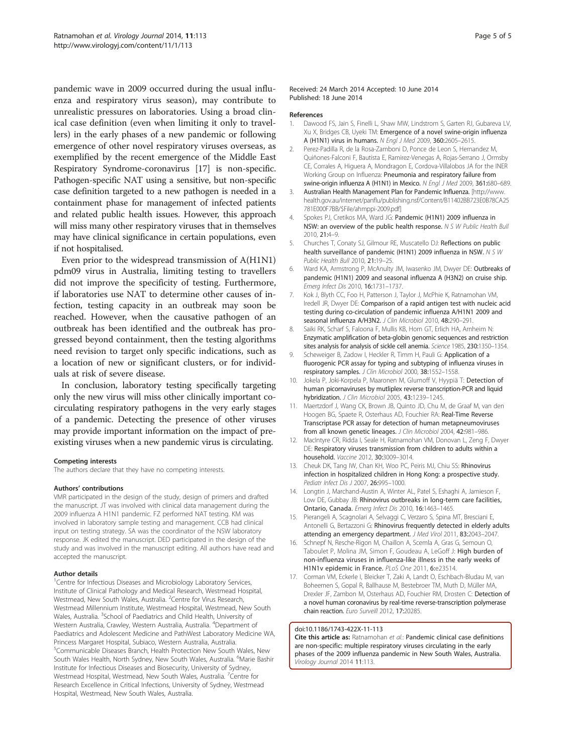pandemic wave in 2009 occurred during the usual influenza and respiratory virus season), may contribute to unrealistic pressures on laboratories. Using a broad clinical case definition (even when limiting it only to travellers) in the early phases of a new pandemic or following emergence of other novel respiratory viruses overseas, as exemplified by the recent emergence of the Middle East Respiratory Syndrome-coronavirus [17] is non-specific. Pathogen-specific NAT using a sensitive, but non-specific case definition targeted to a new pathogen is needed in a containment phase for management of infected patients and related public health issues. However, this approach will miss many other respiratory viruses that in themselves may have clinical significance in certain populations, even if not hospitalised.

Even prior to the widespread transmission of A(H1N1) pdm09 virus in Australia, limiting testing to travellers did not improve the specificity of testing. Furthermore, if laboratories use NAT to determine other causes of infection, testing capacity in an outbreak may soon be reached. However, when the causative pathogen of an outbreak has been identified and the outbreak has progressed beyond containment, then the testing algorithms need revision to target only specific indications, such as a location of new or significant clusters, or for individuals at risk of severe disease.

In conclusion, laboratory testing specifically targeting only the new virus will miss other clinically important co-circulating respiratory pathogens in the very early stages of a pandemic. Detecting the presence of other viruses may provide important information on the impact of pre-existing viruses when a new pandemic virus is circulating.

#### Competing interests

The authors declare that they have no competing interests.

#### Authors' contributions

VMR participated in the design of the study, design of primers and drafted the manuscript. JT was involved with clinical data management during the 2009 influenza A H1N1 pandemic. FZ performed NAT testing. KM was involved in laboratory sample testing and management. CCB had clinical input on testing strategy. SA was the coordinator of the NSW laboratory response. JK edited the manuscript. DED participated in the design of the study and was involved in the manuscript editing. All authors have read and accepted the manuscript.

#### Author details

[1]Centre for Infectious Diseases and Microbiology Laboratory Services, Institute of Clinical Pathology and Medical Research, Westmead Hospital, Westmead, New South Wales, Australia. [2]Centre for Virus Research, Westmead Millennium Institute, Westmead Hospital, Westmead, New South Wales, Australia. [3]School of Paediatrics and Child Health, University of Western Australia, Crawley, Western Australia, Australia. [4]Department of Paediatrics and Adolescent Medicine and PathWest Laboratory Medicine WA, Princess Margaret Hospital, Subiaco, Western Australia, Australia. [5]Communicable Diseases Branch, Health Protection New South Wales, New South Wales Health, North Sydney, New South Wales, Australia. [6]Marie Bashir Institute for Infectious Diseases and Biosecurity, University of Sydney, Westmead Hospital, Westmead, New South Wales, Australia. [7]Centre for Research Excellence in Critical Infections, University of Sydney, Westmead Hospital, Westmead, New South Wales, Australia.

Received: 24 March 2014 Accepted: 10 June 2014
Published: 18 June 2014

#### References

1. Dawood FS, Jain S, Finelli L, Shaw MW, Lindstrom S, Garten RJ, Gubareva LV, Xu X, Bridges CB, Uyeki TM: **Emergence of a novel swine-origin influenza A (H1N1) virus in humans.** *N Engl J Med* 2009, **360:**2605–2615.
2. Perez-Padilla R, de la Rosa-Zamboni D, Ponce de Leon S, Hernandez M, Quiñones-Falconi F, Bautista E, Ramirez-Venegas A, Rojas-Serrano J, Ormsby CE, Corrales A, Higuera A, Mondragon E, Cordova-Villalobos JA for the INER Working Group on Influenza: **Pneumonia and respiratory failure from swine-origin influenza A (H1N1) in Mexico.** *N Engl J Med* 2009, **361:**680–689.
3. **Australian Health Management Plan for Pandemic Influenza.** [http://www.health.gov.au/internet/panflu/publishing.nsf/Content/B11402BB723E0B78CA25781E000F7BB/$File/ahmppi-2009.pdf]
4. Spokes PJ, Cretikos MA, Ward JG: **Pandemic (H1N1) 2009 influenza in NSW: an overview of the public health response.** *N S W Public Health Bull* 2010, **21:**4–9.
5. Churches T, Conaty SJ, Gilmour RE, Muscatello DJ: **Reflections on public health surveillance of pandemic (H1N1) 2009 influenza in NSW.** *N S W Public Health Bull* 2010, **21:**19–25.
6. Ward KA, Armstrong P, McAnulty JM, Iwasenko JM, Dwyer DE: **Outbreaks of pandemic (H1N1) 2009 and seasonal influenza A (H3N2) on cruise ship.** *Emerg Infect Dis* 2010, **16:**1731–1737.
7. Kok J, Blyth CC, Foo H, Patterson J, Taylor J, McPhie K, Ratnamohan VM, Iredell JR, Dwyer DE: **Comparison of a rapid antigen test with nucleic acid testing during co-circulation of pandemic influenza A/H1N1 2009 and seasonal influenza A/H3N2.** *J Clin Microbiol* 2010, **48:**290–291.
8. Saiki RK, Scharf S, Faloona F, Mullis KB, Horn GT, Erlich HA, Arnheim N: **Enzymatic amplification of beta-globin genomic sequences and restriction sites analysis for analysis of sickle cell anemia.** *Science* 1985, **230:**1350–1354.
9. Scheweiger B, Zadow I, Heckler R, Timm H, Pauli G: **Application of a fluorogenic PCR assay for typing and subtyping of influenza viruses in respiratory samples.** *J Clin Microbiol* 2000, **38:**1552–1558.
10. Jokela P, Joki-Korpela P, Maaronen M, Glumoff V, Hyypiä T: **Detection of human picornaviruses by mutliplex reverse transcription-PCR and liquid hybridization.** *J Clin Microbiol* 2005, **43:**1239–1245.
11. Maertzdorf J, Wang CK, Brown JB, Quinto JD, Chu M, de Graaf M, van den Hoogen BG, Spaete R, Osterhaus AD, Fouchier RA: **Real-Time Reverse Transcriptase PCR assay for detection of human metapneumoviruses from all known genetic lineages.** *J Clin Microbiol* 2004, **42:**981–986.
12. MacIntyre CR, Ridda I, Seale H, Ratnamohan VM, Donovan L, Zeng F, Dwyer DE: **Respiratory viruses transmission from children to adults within a household.** *Vaccine* 2012, **30:**3009–3014.
13. Cheuk DK, Tang IW, Chan KH, Woo PC, Peiris MJ, Chiu SS: **Rhinovirus infection in hospitalized children in Hong Kong: a prospective study.** *Pediatr Infect Dis J* 2007, **26:**995–1000.
14. Longtin J, Marchand-Austin A, Winter AL, Patel S, Eshaghi A, Jamieson F, Low DE, Gubbay JB: **Rhinovirus outbreaks in long-term care facilities, Ontario, Canada.** *Emerg Infect Dis* 2010, **16:**1463–1465.
15. Pierangeli A, Scagnolari A, Selvaggi C, Verzaro S, Spina MT, Bresciani E, Antonelli G, Bertazzoni G: **Rhinovirus frequently detected in elderly adults attending an emergency department.** *J Med Virol* 2011, **83:**2043–2047.
16. Schnepf N, Resche-Rigon M, Chaillon A, Scemla A, Gras G, Semoun O, Taboulet P, Molina JM, Simon F, Goudeau A, LeGoff J: **High burden of non-influenza viruses in influenza-like illness in the early weeks of H1N1v epidemic in France.** *PLoS One* 2011, **6:**e23514.
17. Corman VM, Eckerle I, Bleicker T, Zaki A, Landt O, Eschbach-Bludau M, van Boheemen S, Gopal R, Ballhause M, Bestebroer TM, Muth D, Müller MA, Drexler JF, Zambon M, Osterhaus AD, Fouchier RM, Drosten C: **Detection of a novel human coronavirus by real-time reverse-transcription polymerase chain reaction.** *Euro Surveill* 2012, **17:**20285.

doi:10.1186/1743-422X-11-113

**Cite this article as:** Ratnamohan *et al.*: Pandemic clinical case definitions are non-specific: multiple respiratory viruses circulating in the early phases of the 2009 influenza pandemic in New South Wales, Australia. *Virology Journal* 2014 **11**:113.